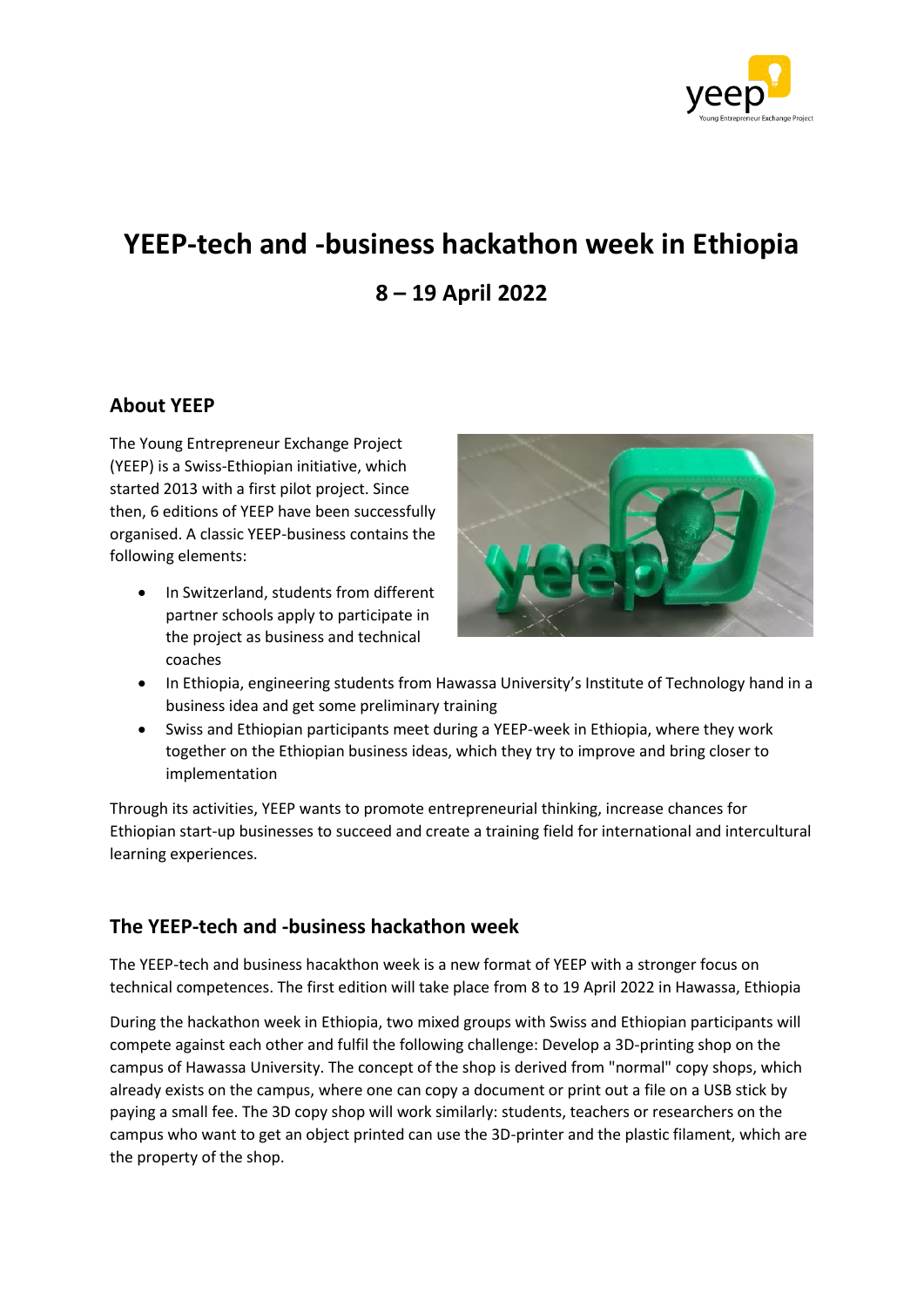# YEEP-tech and -business hackathon week in Ethiopia

## 8 – 19 April 2022

### About YEEP

The Young Entrepreneur Exchange Project (YEEP) is a Swiss-Ethiopian initiative, which started 2013 with a first pilot project. Since then, 6 editions of YEEP have been successfully organised. A classic YEEP-business contains the following elements:

- In Switzerland, students from different partner schools apply to participate in the project as business and technical coaches
- In Ethiopia, engineering students from Hawassa University's Institute of Technology hand in a business idea and get some preliminary training
- Swiss and Ethiopian participants meet during a YEEP-week in Ethiopia, where they work together on the Ethiopian business ideas, which they try to improve and bring closer to implementation

Through its activities, YEEP wants to promote entrepreneurial thinking, increase chances for Ethiopian start-up businesses to succeed and create a training field for international and intercultural learning experiences.

### The YEEP-tech and -business hackathon week

The YEEP-tech and business hacakthon week is a new format of YEEP with a stronger focus on technical competences. The first edition will take place from 8 to 19 April 2022 in Hawassa, Ethiopia

During the hackathon week in Ethiopia, two mixed groups with Swiss and Ethiopian participants will compete against each other and fulfil the following challenge: Develop a 3D-printing shop on the campus of Hawassa University. The concept of the shop is derived from "normal" copy shops, which already exists on the campus, where one can copy a document or print out a file on a USB stick by paying a small fee. The 3D copy shop will work similarly: students, teachers or researchers on the campus who want to get an object printed can use the 3D-printer and the plastic filament, which are the property of the shop.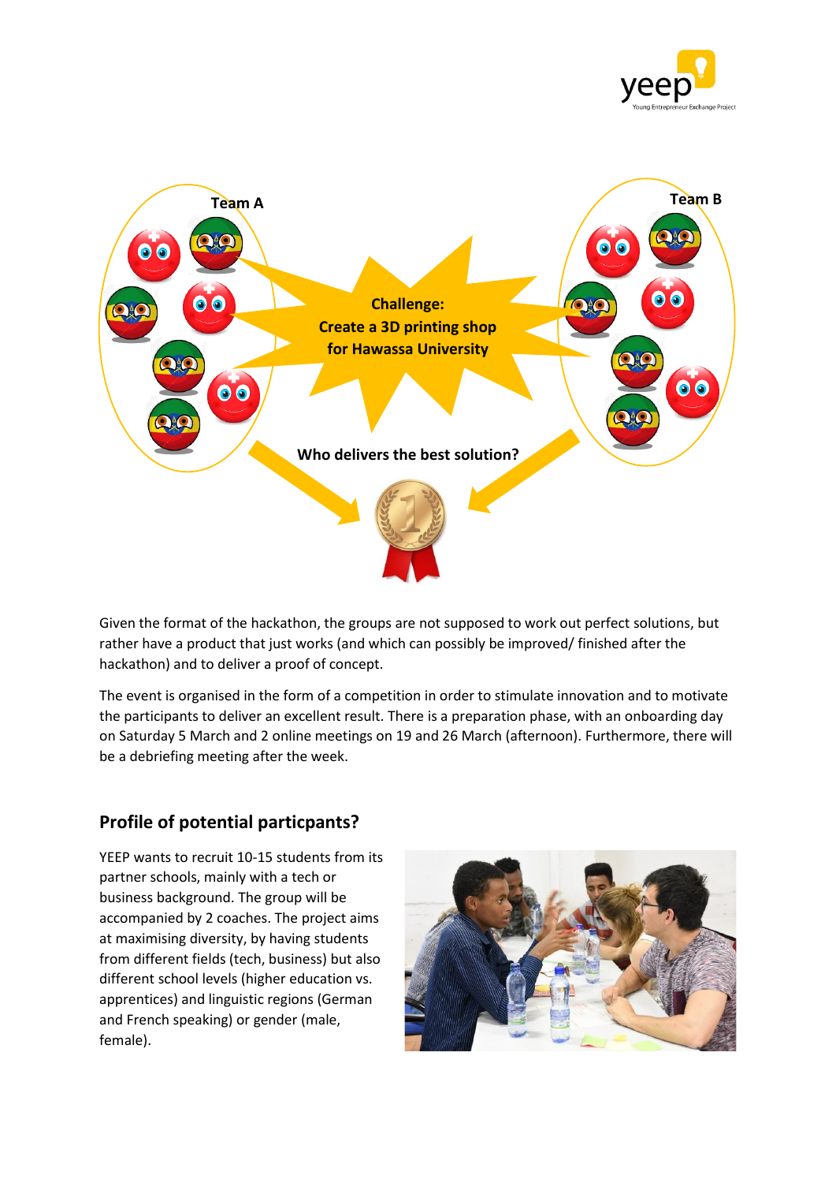Team A

Team B

Challenge:
Create a 3D printing shop
for Hawassa University

Who delivers the best solution?

Given the format of the hackathon, the groups are not supposed to work out perfect solutions, but rather have a product that just works (and which can possibly be improved/ finished after the hackathon) and to deliver a proof of concept.

The event is organised in the form of a competition in order to stimulate innovation and to motivate the participants to deliver an excellent result. There is a preparation phase, with an onboarding day on Saturday 5 March and 2 online meetings on 19 and 26 March (afternoon). Furthermore, there will be a debriefing meeting after the week.

## Profile of potential particpants?

YEEP wants to recruit 10-15 students from its partner schools, mainly with a tech or business background. The group will be accompanied by 2 coaches. The project aims at maximising diversity, by having students from different fields (tech, business) but also different school levels (higher education vs. apprentices) and linguistic regions (German and French speaking) or gender (male, female).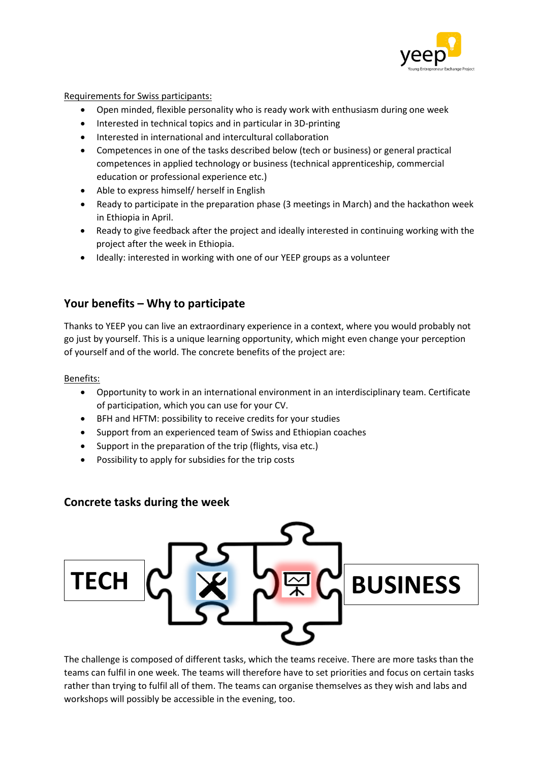Requirements for Swiss participants:

- Open minded, flexible personality who is ready work with enthusiasm during one week
- Interested in technical topics and in particular in 3D-printing
- Interested in international and intercultural collaboration
- Competences in one of the tasks described below (tech or business) or general practical competences in applied technology or business (technical apprenticeship, commercial education or professional experience etc.)
- Able to express himself/ herself in English
- Ready to participate in the preparation phase (3 meetings in March) and the hackathon week in Ethiopia in April.
- Ready to give feedback after the project and ideally interested in continuing working with the project after the week in Ethiopia.
- Ideally: interested in working with one of our YEEP groups as a volunteer

## Your benefits – Why to participate

Thanks to YEEP you can live an extraordinary experience in a context, where you would probably not go just by yourself. This is a unique learning opportunity, which might even change your perception of yourself and of the world. The concrete benefits of the project are:

Benefits:

- Opportunity to work in an international environment in an interdisciplinary team. Certificate of participation, which you can use for your CV.
- BFH and HFTM: possibility to receive credits for your studies
- Support from an experienced team of Swiss and Ethiopian coaches
- Support in the preparation of the trip (flights, visa etc.)
- Possibility to apply for subsidies for the trip costs

## Concrete tasks during the week

TECH

BUSINESS

The challenge is composed of different tasks, which the teams receive. There are more tasks than the teams can fulfil in one week. The teams will therefore have to set priorities and focus on certain tasks rather than trying to fulfil all of them. The teams can organise themselves as they wish and labs and workshops will possibly be accessible in the evening, too.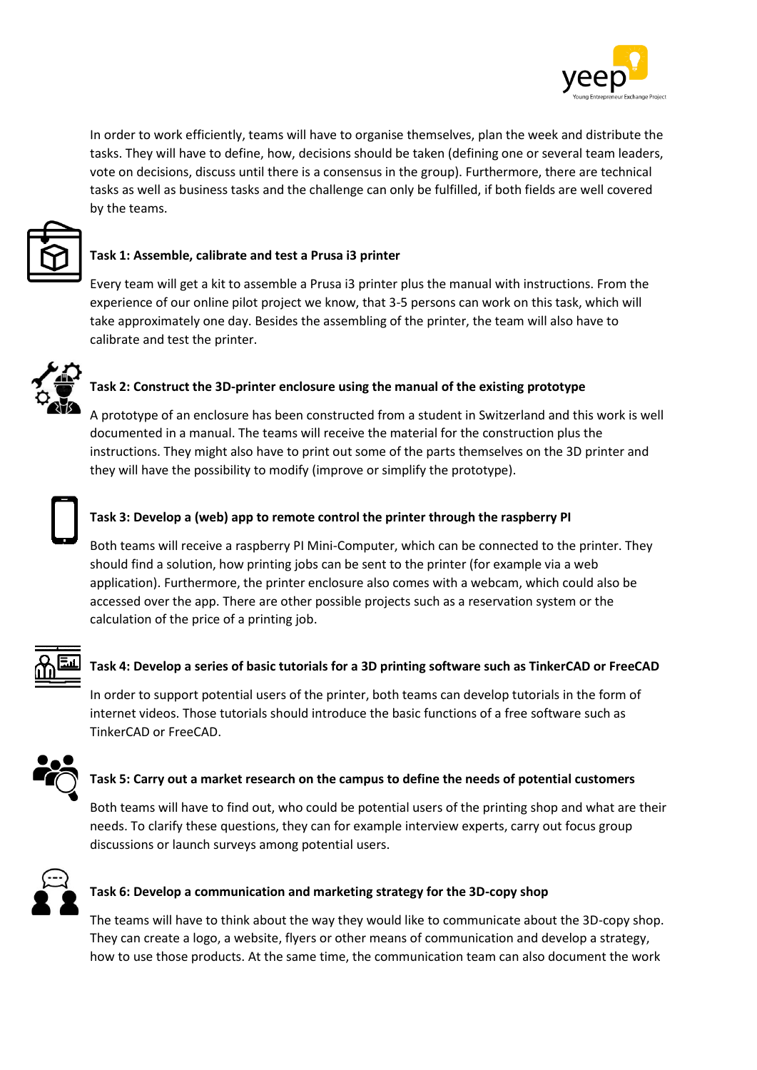In order to work efficiently, teams will have to organise themselves, plan the week and distribute the tasks. They will have to define, how, decisions should be taken (defining one or several team leaders, vote on decisions, discuss until there is a consensus in the group). Furthermore, there are technical tasks as well as business tasks and the challenge can only be fulfilled, if both fields are well covered by the teams.

### Task 1: Assemble, calibrate and test a Prusa i3 printer

Every team will get a kit to assemble a Prusa i3 printer plus the manual with instructions. From the experience of our online pilot project we know, that 3-5 persons can work on this task, which will take approximately one day. Besides the assembling of the printer, the team will also have to calibrate and test the printer.

### Task 2: Construct the 3D-printer enclosure using the manual of the existing prototype

A prototype of an enclosure has been constructed from a student in Switzerland and this work is well documented in a manual. The teams will receive the material for the construction plus the instructions. They might also have to print out some of the parts themselves on the 3D printer and they will have the possibility to modify (improve or simplify the prototype).

### Task 3: Develop a (web) app to remote control the printer through the raspberry PI

Both teams will receive a raspberry PI Mini-Computer, which can be connected to the printer. They should find a solution, how printing jobs can be sent to the printer (for example via a web application). Furthermore, the printer enclosure also comes with a webcam, which could also be accessed over the app. There are other possible projects such as a reservation system or the calculation of the price of a printing job.

### Task 4: Develop a series of basic tutorials for a 3D printing software such as TinkerCAD or FreeCAD

In order to support potential users of the printer, both teams can develop tutorials in the form of internet videos. Those tutorials should introduce the basic functions of a free software such as TinkerCAD or FreeCAD.

### Task 5: Carry out a market research on the campus to define the needs of potential customers

Both teams will have to find out, who could be potential users of the printing shop and what are their needs. To clarify these questions, they can for example interview experts, carry out focus group discussions or launch surveys among potential users.

### Task 6: Develop a communication and marketing strategy for the 3D-copy shop

The teams will have to think about the way they would like to communicate about the 3D-copy shop. They can create a logo, a website, flyers or other means of communication and develop a strategy, how to use those products. At the same time, the communication team can also document the work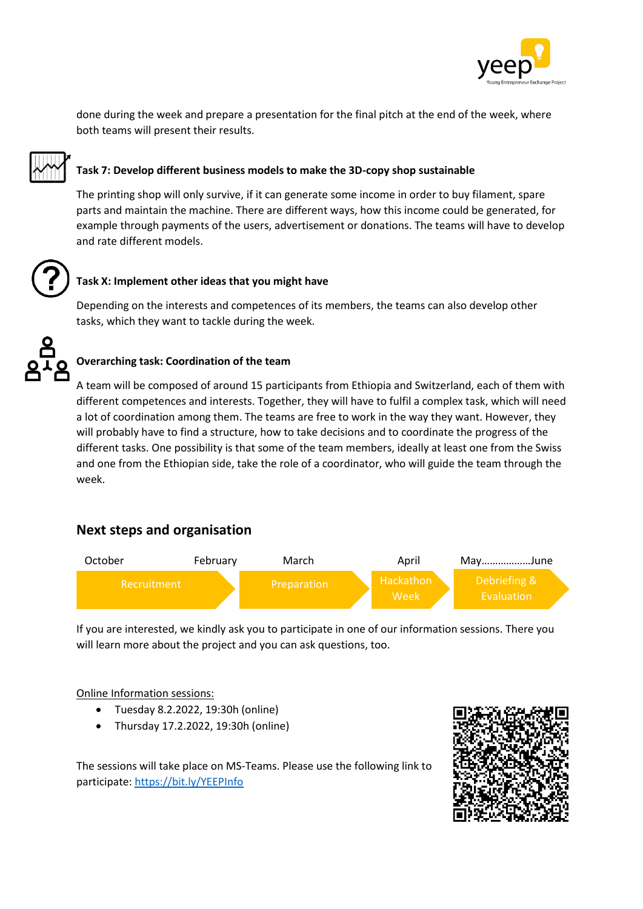done during the week and prepare a presentation for the final pitch at the end of the week, where both teams will present their results.

**Task 7: Develop different business models to make the 3D-copy shop sustainable**

The printing shop will only survive, if it can generate some income in order to buy filament, spare parts and maintain the machine. There are different ways, how this income could be generated, for example through payments of the users, advertisement or donations. The teams will have to develop and rate different models.

**Task X: Implement other ideas that you might have**

Depending on the interests and competences of its members, the teams can also develop other tasks, which they want to tackle during the week.

**Overarching task: Coordination of the team**

A team will be composed of around 15 participants from Ethiopia and Switzerland, each of them with different competences and interests. Together, they will have to fulfil a complex task, which will need a lot of coordination among them. The teams are free to work in the way they want. However, they will probably have to find a structure, how to take decisions and to coordinate the progress of the different tasks. One possibility is that some of the team members, ideally at least one from the Swiss and one from the Ethiopian side, take the role of a coordinator, who will guide the team through the week.

## Next steps and organisation

| October – February | March | April | May……………..June |
|---|---|---|---|
| Recruitment | Preparation | Hackathon Week | Debriefing & Evaluation |

If you are interested, we kindly ask you to participate in one of our information sessions. There you will learn more about the project and you can ask questions, too.

Online Information sessions:

- Tuesday 8.2.2022, 19:30h (online)
- Thursday 17.2.2022, 19:30h (online)

The sessions will take place on MS-Teams. Please use the following link to participate: https://bit.ly/YEEPInfo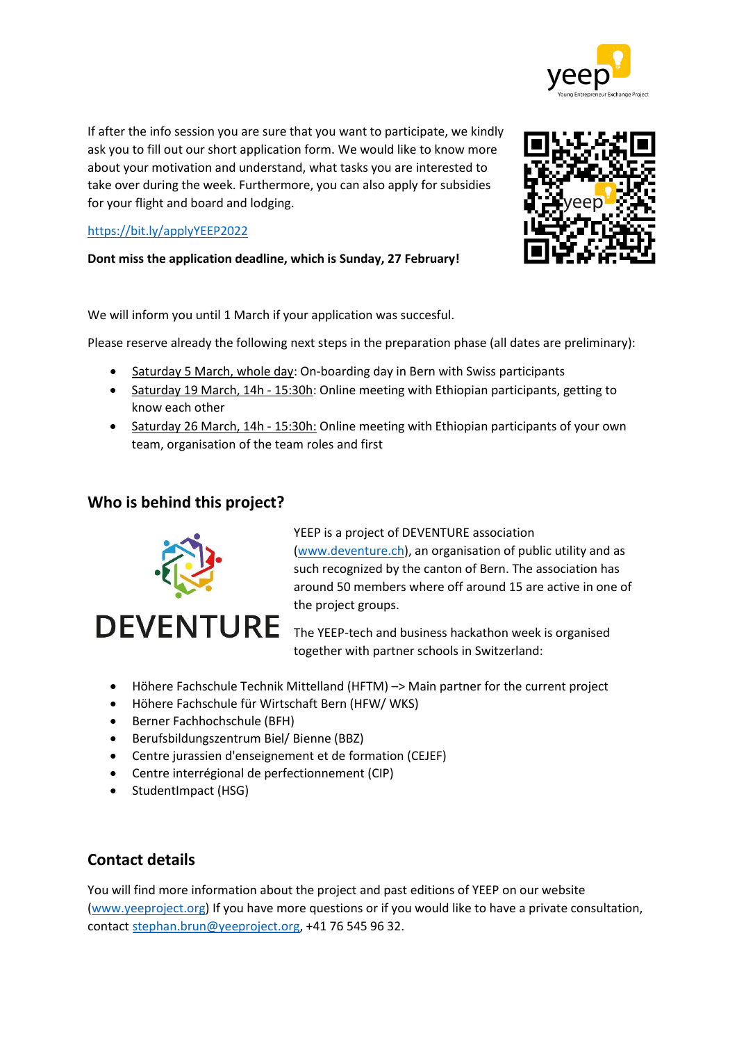If after the info session you are sure that you want to participate, we kindly ask you to fill out our short application form. We would like to know more about your motivation and understand, what tasks you are interested to take over during the week. Furthermore, you can also apply for subsidies for your flight and board and lodging.

https://bit.ly/applyYEEP2022

**Dont miss the application deadline, which is Sunday, 27 February!**

We will inform you until 1 March if your application was succesful.

Please reserve already the following next steps in the preparation phase (all dates are preliminary):

- Saturday 5 March, whole day: On-boarding day in Bern with Swiss participants
- Saturday 19 March, 14h - 15:30h: Online meeting with Ethiopian participants, getting to know each other
- Saturday 26 March, 14h - 15:30h: Online meeting with Ethiopian participants of your own team, organisation of the team roles and first

## Who is behind this project?

YEEP is a project of DEVENTURE association (www.deventure.ch), an organisation of public utility and as such recognized by the canton of Bern. The association has around 50 members where off around 15 are active in one of the project groups.

The YEEP-tech and business hackathon week is organised together with partner schools in Switzerland:

- Höhere Fachschule Technik Mittelland (HFTM) –> Main partner for the current project
- Höhere Fachschule für Wirtschaft Bern (HFW/ WKS)
- Berner Fachhochschule (BFH)
- Berufsbildungszentrum Biel/ Bienne (BBZ)
- Centre jurassien d'enseignement et de formation (CEJEF)
- Centre interrégional de perfectionnement (CIP)
- StudentImpact (HSG)

## Contact details

You will find more information about the project and past editions of YEEP on our website (www.yeeproject.org) If you have more questions or if you would like to have a private consultation, contact stephan.brun@yeeproject.org, +41 76 545 96 32.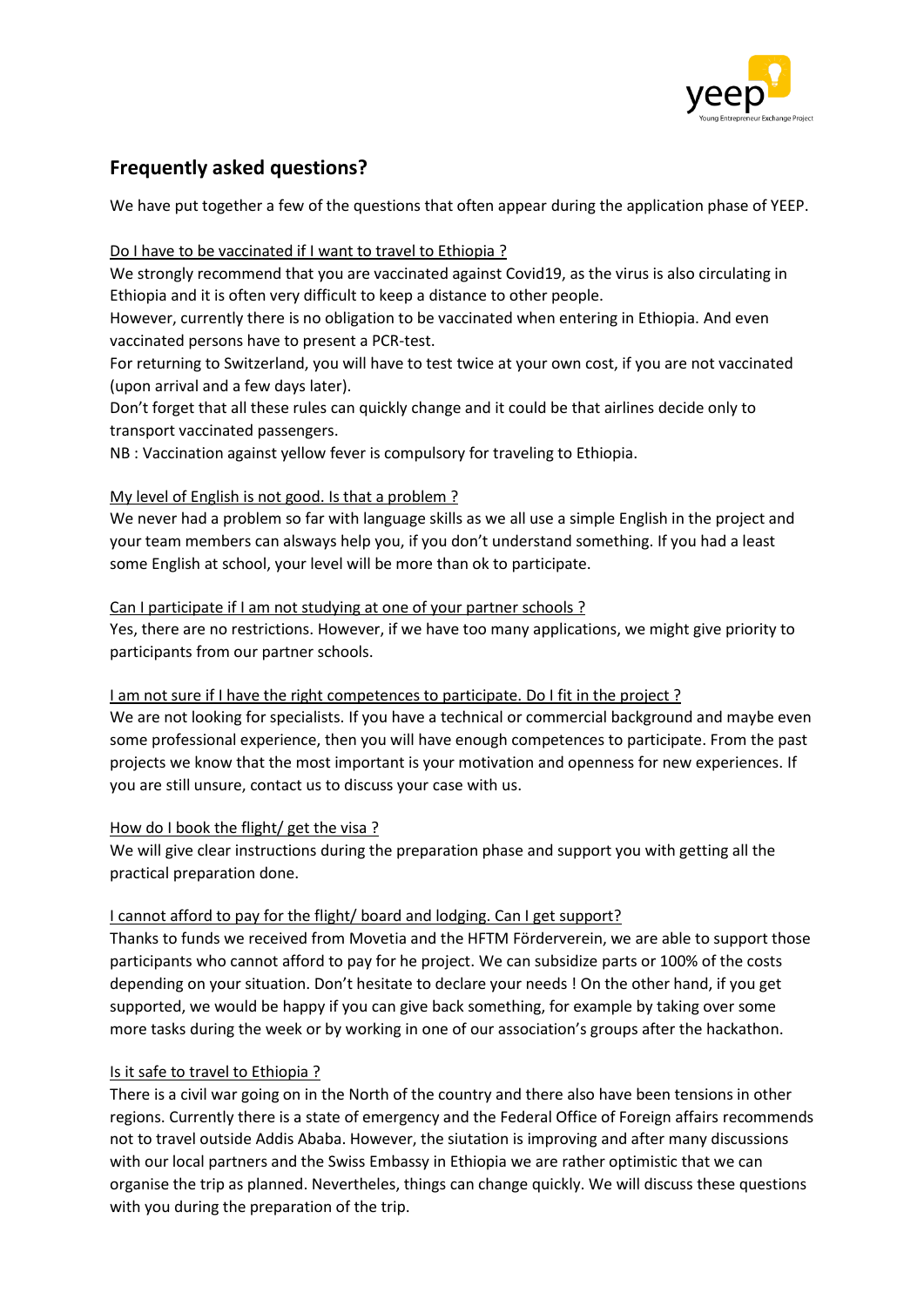## Frequently asked questions?

We have put together a few of the questions that often appear during the application phase of YEEP.

<u>Do I have to be vaccinated if I want to travel to Ethiopia ?</u>

We strongly recommend that you are vaccinated against Covid19, as the virus is also circulating in Ethiopia and it is often very difficult to keep a distance to other people.

However, currently there is no obligation to be vaccinated when entering in Ethiopia. And even vaccinated persons have to present a PCR-test.

For returning to Switzerland, you will have to test twice at your own cost, if you are not vaccinated (upon arrival and a few days later).

Don't forget that all these rules can quickly change and it could be that airlines decide only to transport vaccinated passengers.

NB : Vaccination against yellow fever is compulsory for traveling to Ethiopia.

<u>My level of English is not good. Is that a problem ?</u>

We never had a problem so far with language skills as we all use a simple English in the project and your team members can alsways help you, if you don't understand something. If you had a least some English at school, your level will be more than ok to participate.

<u>Can I participate if I am not studying at one of your partner schools ?</u>

Yes, there are no restrictions. However, if we have too many applications, we might give priority to participants from our partner schools.

<u>I am not sure if I have the right competences to participate. Do I fit in the project ?</u>

We are not looking for specialists. If you have a technical or commercial background and maybe even some professional experience, then you will have enough competences to participate. From the past projects we know that the most important is your motivation and openness for new experiences. If you are still unsure, contact us to discuss your case with us.

<u>How do I book the flight/ get the visa ?</u>

We will give clear instructions during the preparation phase and support you with getting all the practical preparation done.

<u>I cannot afford to pay for the flight/ board and lodging. Can I get support?</u>

Thanks to funds we received from Movetia and the HFTM Förderverein, we are able to support those participants who cannot afford to pay for he project. We can subsidize parts or 100% of the costs depending on your situation. Don't hesitate to declare your needs ! On the other hand, if you get supported, we would be happy if you can give back something, for example by taking over some more tasks during the week or by working in one of our association's groups after the hackathon.

<u>Is it safe to travel to Ethiopia ?</u>

There is a civil war going on in the North of the country and there also have been tensions in other regions. Currently there is a state of emergency and the Federal Office of Foreign affairs recommends not to travel outside Addis Ababa. However, the siutation is improving and after many discussions with our local partners and the Swiss Embassy in Ethiopia we are rather optimistic that we can organise the trip as planned. Nevertheles, things can change quickly. We will discuss these questions with you during the preparation of the trip.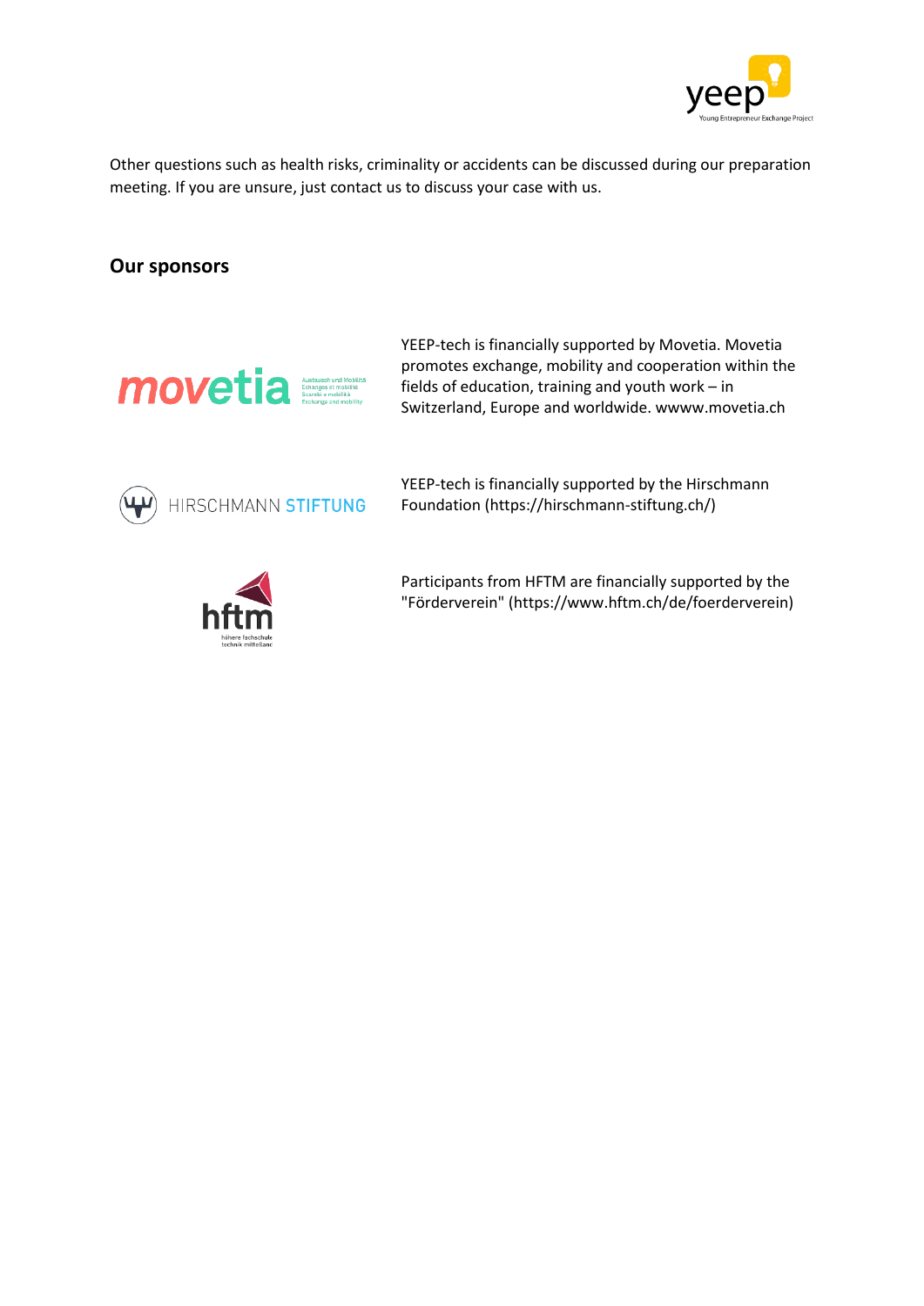Other questions such as health risks, criminality or accidents can be discussed during our preparation meeting. If you are unsure, just contact us to discuss your case with us.

## Our sponsors

YEEP-tech is financially supported by Movetia. Movetia promotes exchange, mobility and cooperation within the fields of education, training and youth work – in Switzerland, Europe and worldwide. wwww.movetia.ch

YEEP-tech is financially supported by the Hirschmann Foundation (https://hirschmann-stiftung.ch/)

Participants from HFTM are financially supported by the "Förderverein" (https://www.hftm.ch/de/foerderverein)